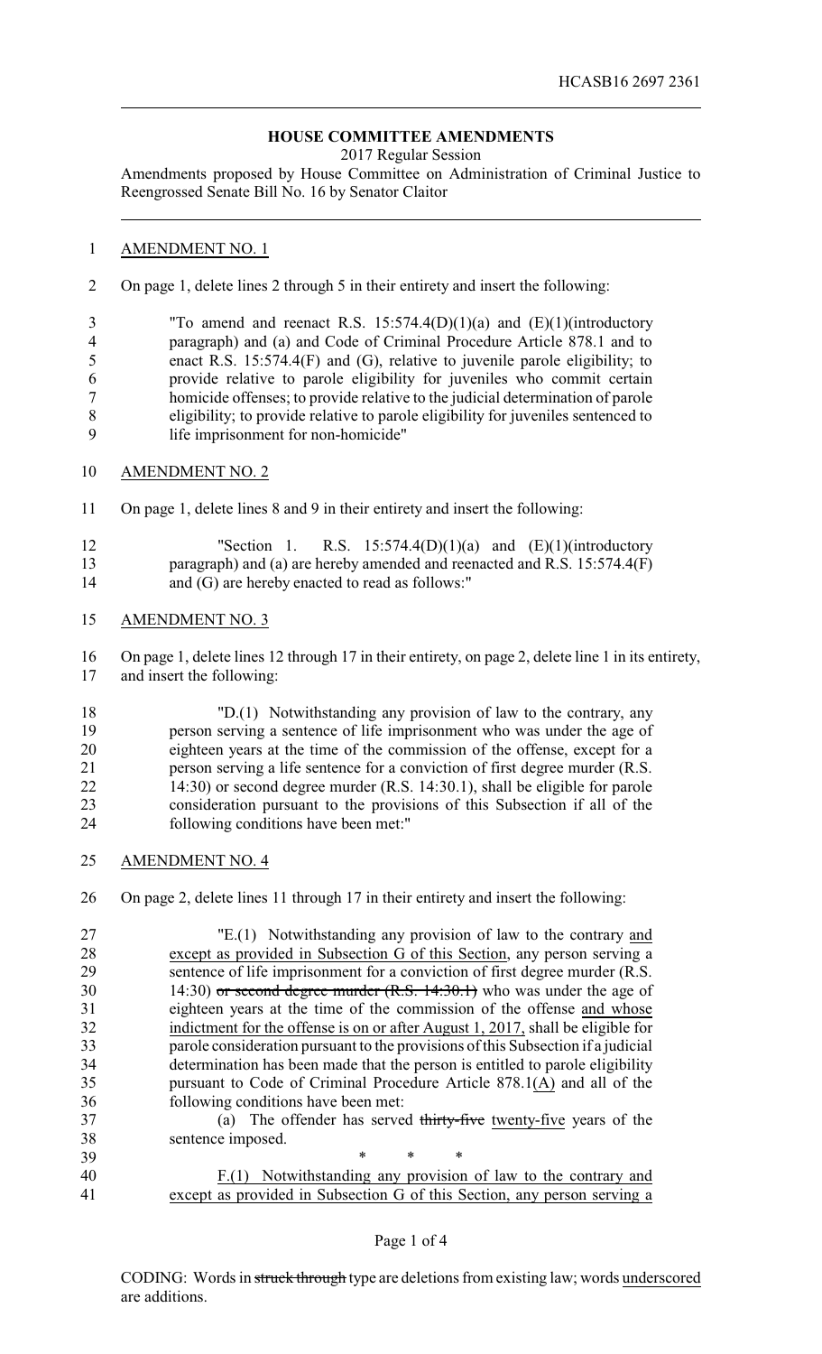HCASB16 2697 2361

## HOUSE COMMITTEE AMENDMENTS

2017 Regular Session

Amendments proposed by House Committee on Administration of Criminal Justice to Reengrossed Senate Bill No. 16 by Senator Claitor

AMENDMENT NO. 1

On page 1, delete lines 2 through 5 in their entirety and insert the following:

"To amend and reenact R.S. 15:574.4(D)(1)(a) and (E)(1)(introductory paragraph) and (a) and Code of Criminal Procedure Article 878.1 and to enact R.S. 15:574.4(F) and (G), relative to juvenile parole eligibility; to provide relative to parole eligibility for juveniles who commit certain homicide offenses; to provide relative to the judicial determination of parole eligibility; to provide relative to parole eligibility for juveniles sentenced to life imprisonment for non-homicide"

AMENDMENT NO. 2

On page 1, delete lines 8 and 9 in their entirety and insert the following:

"Section 1. R.S. 15:574.4(D)(1)(a) and (E)(1)(introductory paragraph) and (a) are hereby amended and reenacted and R.S. 15:574.4(F) and (G) are hereby enacted to read as follows:"

AMENDMENT NO. 3

On page 1, delete lines 12 through 17 in their entirety, on page 2, delete line 1 in its entirety, and insert the following:

"D.(1) Notwithstanding any provision of law to the contrary, any person serving a sentence of life imprisonment who was under the age of eighteen years at the time of the commission of the offense, except for a person serving a life sentence for a conviction of first degree murder (R.S. 14:30) or second degree murder (R.S. 14:30.1), shall be eligible for parole consideration pursuant to the provisions of this Subsection if all of the following conditions have been met:"

AMENDMENT NO. 4

On page 2, delete lines 11 through 17 in their entirety and insert the following:

"E.(1) Notwithstanding any provision of law to the contrary <u>and except as provided in Subsection G of this Section</u>, any person serving a sentence of life imprisonment for a conviction of first degree murder (R.S. 14:30) ~~or second degree murder (R.S. 14:30.1)~~ who was under the age of eighteen years at the time of the commission of the offense <u>and whose indictment for the offense is on or after August 1, 2017,</u> shall be eligible for parole consideration pursuant to the provisions of this Subsection if a judicial determination has been made that the person is entitled to parole eligibility pursuant to Code of Criminal Procedure Article 878.1<u>(A)</u> and all of the following conditions have been met:

(a) The offender has served ~~thirty-five~~ <u>twenty-five</u> years of the sentence imposed.

\* \* \*

<u>F.(1) Notwithstanding any provision of law to the contrary and except as provided in Subsection G of this Section, any person serving a</u>

CODING: Words in ~~struck through~~ type are deletions from existing law; words <u>underscored</u> are additions.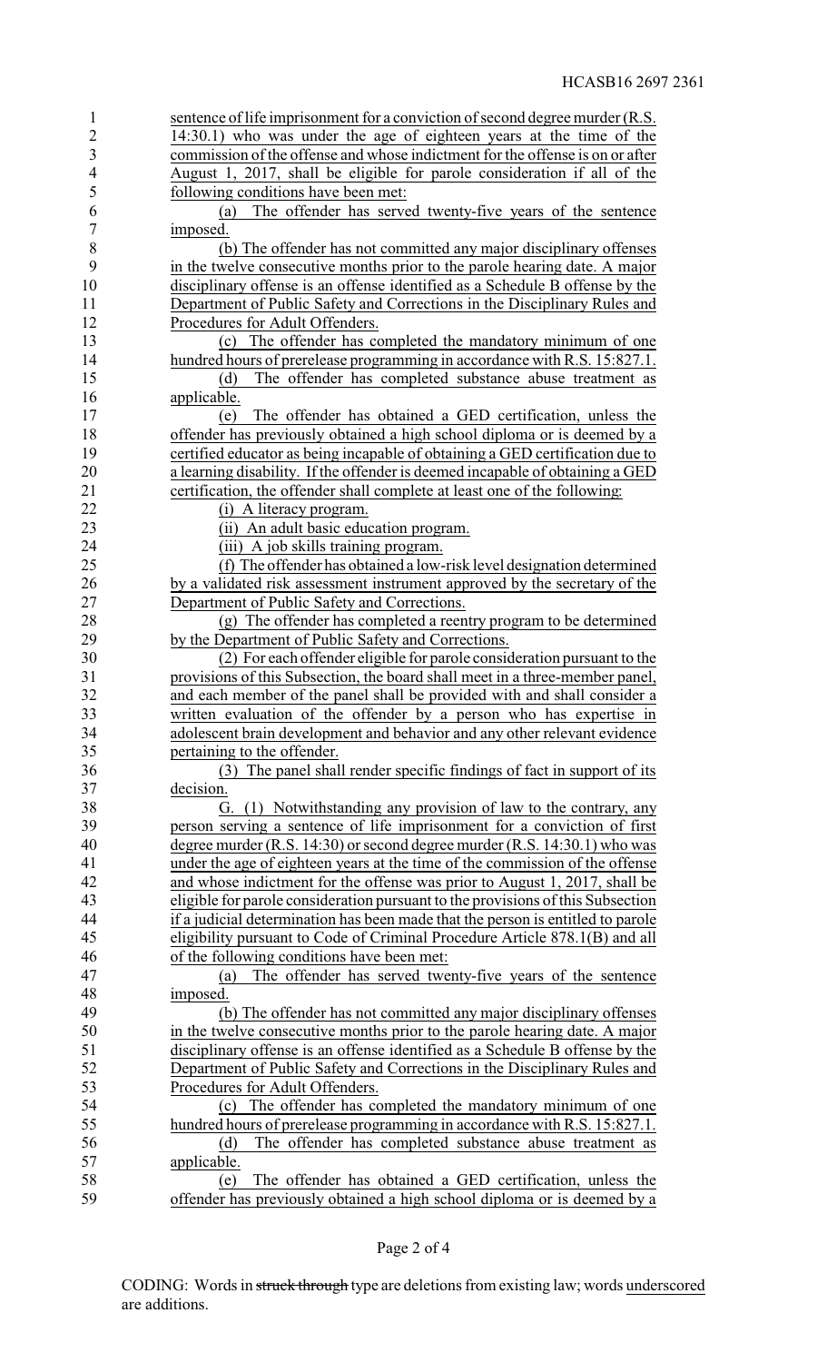sentence of life imprisonment for a conviction of second degree murder (R.S. 14:30.1) who was under the age of eighteen years at the time of the commission of the offense and whose indictment for the offense is on or after August 1, 2017, shall be eligible for parole consideration if all of the following conditions have been met:

(a) The offender has served twenty-five years of the sentence imposed.

(b) The offender has not committed any major disciplinary offenses in the twelve consecutive months prior to the parole hearing date. A major disciplinary offense is an offense identified as a Schedule B offense by the Department of Public Safety and Corrections in the Disciplinary Rules and Procedures for Adult Offenders.

(c) The offender has completed the mandatory minimum of one hundred hours of prerelease programming in accordance with R.S. 15:827.1.

(d) The offender has completed substance abuse treatment as applicable.

(e) The offender has obtained a GED certification, unless the offender has previously obtained a high school diploma or is deemed by a certified educator as being incapable of obtaining a GED certification due to a learning disability. If the offender is deemed incapable of obtaining a GED certification, the offender shall complete at least one of the following:

(i) A literacy program.

(ii) An adult basic education program.

(iii) A job skills training program.

(f) The offender has obtained a low-risk level designation determined by a validated risk assessment instrument approved by the secretary of the Department of Public Safety and Corrections.

(g) The offender has completed a reentry program to be determined by the Department of Public Safety and Corrections.

(2) For each offender eligible for parole consideration pursuant to the provisions of this Subsection, the board shall meet in a three-member panel, and each member of the panel shall be provided with and shall consider a written evaluation of the offender by a person who has expertise in adolescent brain development and behavior and any other relevant evidence pertaining to the offender.

(3) The panel shall render specific findings of fact in support of its decision.

G. (1) Notwithstanding any provision of law to the contrary, any person serving a sentence of life imprisonment for a conviction of first degree murder (R.S. 14:30) or second degree murder (R.S. 14:30.1) who was under the age of eighteen years at the time of the commission of the offense and whose indictment for the offense was prior to August 1, 2017, shall be eligible for parole consideration pursuant to the provisions of this Subsection if a judicial determination has been made that the person is entitled to parole eligibility pursuant to Code of Criminal Procedure Article 878.1(B) and all of the following conditions have been met:

(a) The offender has served twenty-five years of the sentence imposed.

(b) The offender has not committed any major disciplinary offenses in the twelve consecutive months prior to the parole hearing date. A major disciplinary offense is an offense identified as a Schedule B offense by the Department of Public Safety and Corrections in the Disciplinary Rules and Procedures for Adult Offenders.

(c) The offender has completed the mandatory minimum of one hundred hours of prerelease programming in accordance with R.S. 15:827.1.

(d) The offender has completed substance abuse treatment as applicable.

(e) The offender has obtained a GED certification, unless the offender has previously obtained a high school diploma or is deemed by a

CODING: Words in ~~struck through~~ type are deletions from existing law; words underscored are additions.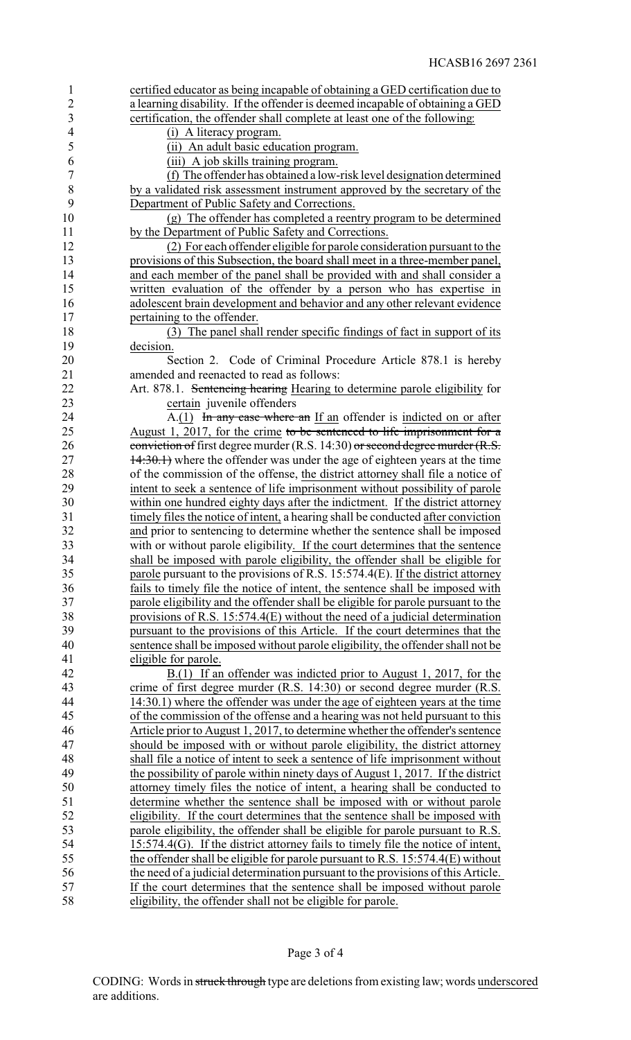certified educator as being incapable of obtaining a GED certification due to a learning disability. If the offender is deemed incapable of obtaining a GED certification, the offender shall complete at least one of the following:

(i) A literacy program.

(ii) An adult basic education program.

(iii) A job skills training program.

(f) The offender has obtained a low-risk level designation determined by a validated risk assessment instrument approved by the secretary of the Department of Public Safety and Corrections.

(g) The offender has completed a reentry program to be determined by the Department of Public Safety and Corrections.

(2) For each offender eligible for parole consideration pursuant to the provisions of this Subsection, the board shall meet in a three-member panel, and each member of the panel shall be provided with and shall consider a written evaluation of the offender by a person who has expertise in adolescent brain development and behavior and any other relevant evidence pertaining to the offender.

(3) The panel shall render specific findings of fact in support of its decision.

Section 2. Code of Criminal Procedure Article 878.1 is hereby amended and reenacted to read as follows:

Art. 878.1. ~~Sentencing hearing~~ Hearing to determine parole eligibility for certain juvenile offenders

A.(1) ~~In any case where an~~ If an offender is indicted on or after August 1, 2017, for the crime ~~to be sentenced to life imprisonment for a conviction of~~ first degree murder (R.S. 14:30) ~~or second degree murder (R.S. 14:30.1)~~ where the offender was under the age of eighteen years at the time of the commission of the offense, the district attorney shall file a notice of intent to seek a sentence of life imprisonment without possibility of parole within one hundred eighty days after the indictment. If the district attorney timely files the notice of intent, a hearing shall be conducted after conviction and prior to sentencing to determine whether the sentence shall be imposed with or without parole eligibility. If the court determines that the sentence shall be imposed with parole eligibility, the offender shall be eligible for parole pursuant to the provisions of R.S. 15:574.4(E). If the district attorney fails to timely file the notice of intent, the sentence shall be imposed with parole eligibility and the offender shall be eligible for parole pursuant to the provisions of R.S. 15:574.4(E) without the need of a judicial determination pursuant to the provisions of this Article. If the court determines that the sentence shall be imposed without parole eligibility, the offender shall not be eligible for parole.

B.(1) If an offender was indicted prior to August 1, 2017, for the crime of first degree murder (R.S. 14:30) or second degree murder (R.S. 14:30.1) where the offender was under the age of eighteen years at the time of the commission of the offense and a hearing was not held pursuant to this Article prior to August 1, 2017, to determine whether the offender's sentence should be imposed with or without parole eligibility, the district attorney shall file a notice of intent to seek a sentence of life imprisonment without the possibility of parole within ninety days of August 1, 2017. If the district attorney timely files the notice of intent, a hearing shall be conducted to determine whether the sentence shall be imposed with or without parole eligibility. If the court determines that the sentence shall be imposed with parole eligibility, the offender shall be eligible for parole pursuant to R.S. 15:574.4(G). If the district attorney fails to timely file the notice of intent, the offender shall be eligible for parole pursuant to R.S. 15:574.4(E) without the need of a judicial determination pursuant to the provisions of this Article. If the court determines that the sentence shall be imposed without parole eligibility, the offender shall not be eligible for parole.

CODING: Words in ~~struck through~~ type are deletions from existing law; words underscored are additions.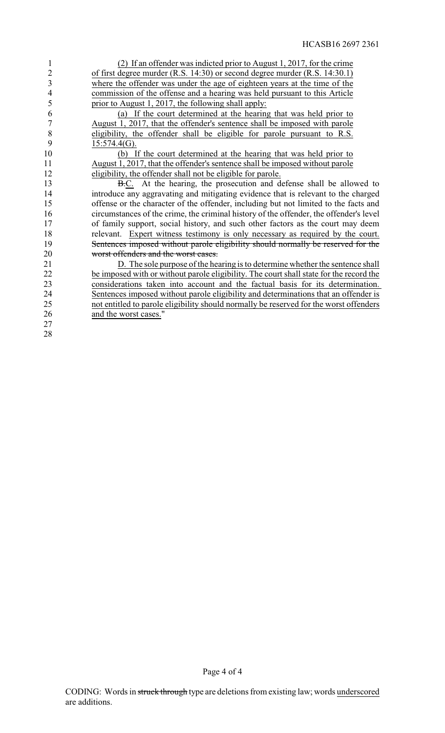(2) If an offender was indicted prior to August 1, 2017, for the crime of first degree murder (R.S. 14:30) or second degree murder (R.S. 14:30.1) where the offender was under the age of eighteen years at the time of the commission of the offense and a hearing was held pursuant to this Article prior to August 1, 2017, the following shall apply:

(a) If the court determined at the hearing that was held prior to August 1, 2017, that the offender's sentence shall be imposed with parole eligibility, the offender shall be eligible for parole pursuant to R.S. 15:574.4(G).

(b) If the court determined at the hearing that was held prior to August 1, 2017, that the offender's sentence shall be imposed without parole eligibility, the offender shall not be eligible for parole.

~~B.~~C. At the hearing, the prosecution and defense shall be allowed to introduce any aggravating and mitigating evidence that is relevant to the charged offense or the character of the offender, including but not limited to the facts and circumstances of the crime, the criminal history of the offender, the offender's level of family support, social history, and such other factors as the court may deem relevant. Expert witness testimony is only necessary as required by the court. ~~Sentences imposed without parole eligibility should normally be reserved for the worst offenders and the worst cases.~~

D. The sole purpose of the hearing is to determine whether the sentence shall be imposed with or without parole eligibility. The court shall state for the record the considerations taken into account and the factual basis for its determination. Sentences imposed without parole eligibility and determinations that an offender is not entitled to parole eligibility should normally be reserved for the worst offenders and the worst cases."

CODING: Words in ~~struck through~~ type are deletions from existing law; words underscored are additions.